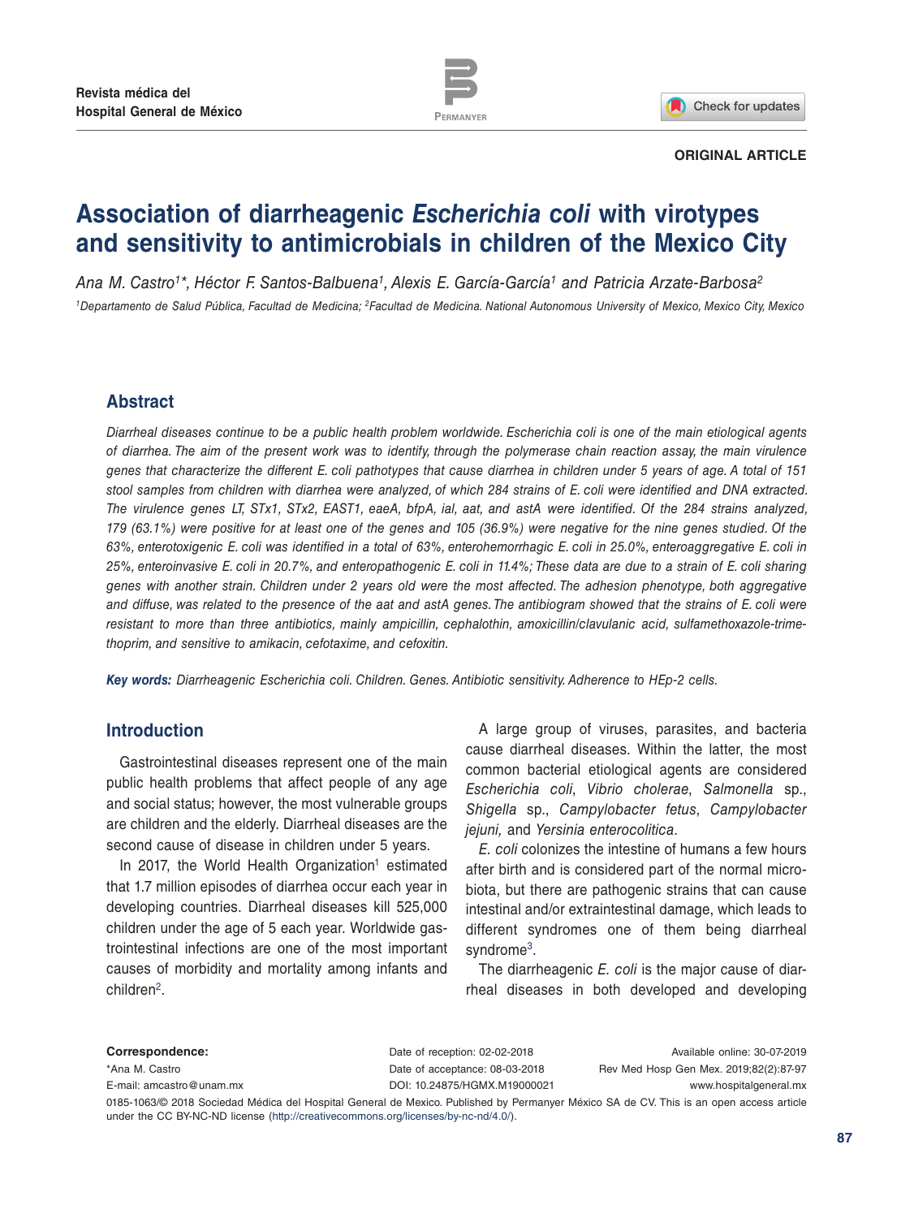ORIGINAL ARTICLE

# Association of diarrheagenic *Escherichia coli* with virotypes and sensitivity to antimicrobials in children of the Mexico City

*Ana M. Castro[1]\*, Héctor F. Santos-Balbuena[1], Alexis E. García-García[1] and Patricia Arzate-Barbosa[2]*

[1]Departamento de Salud Pública, Facultad de Medicina; [2]Facultad de Medicina. National Autonomous University of Mexico, Mexico City, Mexico

## Abstract

*Diarrheal diseases continue to be a public health problem worldwide. Escherichia coli is one of the main etiological agents of diarrhea. The aim of the present work was to identify, through the polymerase chain reaction assay, the main virulence genes that characterize the different E. coli pathotypes that cause diarrhea in children under 5 years of age. A total of 151 stool samples from children with diarrhea were analyzed, of which 284 strains of E. coli were identified and DNA extracted. The virulence genes LT, STx1, STx2, EAST1, eaeA, bfpA, ial, aat, and astA were identified. Of the 284 strains analyzed, 179 (63.1%) were positive for at least one of the genes and 105 (36.9%) were negative for the nine genes studied. Of the 63%, enterotoxigenic E. coli was identified in a total of 63%, enterohemorrhagic E. coli in 25.0%, enteroaggregative E. coli in 25%, enteroinvasive E. coli in 20.7%, and enteropathogenic E. coli in 11.4%; These data are due to a strain of E. coli sharing genes with another strain. Children under 2 years old were the most affected. The adhesion phenotype, both aggregative and diffuse, was related to the presence of the aat and astA genes. The antibiogram showed that the strains of E. coli were resistant to more than three antibiotics, mainly ampicillin, cephalothin, amoxicillin/clavulanic acid, sulfamethoxazole-trimethoprim, and sensitive to amikacin, cefotaxime, and cefoxitin.*

***Key words:*** *Diarrheagenic Escherichia coli. Children. Genes. Antibiotic sensitivity. Adherence to HEp-2 cells.*

## Introduction

Gastrointestinal diseases represent one of the main public health problems that affect people of any age and social status; however, the most vulnerable groups are children and the elderly. Diarrheal diseases are the second cause of disease in children under 5 years.

In 2017, the World Health Organization[1] estimated that 1.7 million episodes of diarrhea occur each year in developing countries. Diarrheal diseases kill 525,000 children under the age of 5 each year. Worldwide gastrointestinal infections are one of the most important causes of morbidity and mortality among infants and children[2].

A large group of viruses, parasites, and bacteria cause diarrheal diseases. Within the latter, the most common bacterial etiological agents are considered *Escherichia coli*, *Vibrio cholerae*, *Salmonella* sp., *Shigella* sp., *Campylobacter fetus*, *Campylobacter jejuni,* and *Yersinia enterocolitica*.

*E. coli* colonizes the intestine of humans a few hours after birth and is considered part of the normal microbiota, but there are pathogenic strains that can cause intestinal and/or extraintestinal damage, which leads to different syndromes one of them being diarrheal syndrome[3].

The diarrheagenic *E. coli* is the major cause of diarrheal diseases in both developed and developing

**Correspondence:**
\*Ana M. Castro
E-mail: amcastro@unam.mx

Date of reception: 02-02-2018
Date of acceptance: 08-03-2018
DOI: 10.24875/HGMX.M19000021

Available online: 30-07-2019
Rev Med Hosp Gen Mex. 2019;82(2):87-97
www.hospitalgeneral.mx

0185-1063/© 2018 Sociedad Médica del Hospital General de Mexico. Published by Permanyer México SA de CV. This is an open access article under the CC BY-NC-ND license (http://creativecommons.org/licenses/by-nc-nd/4.0/).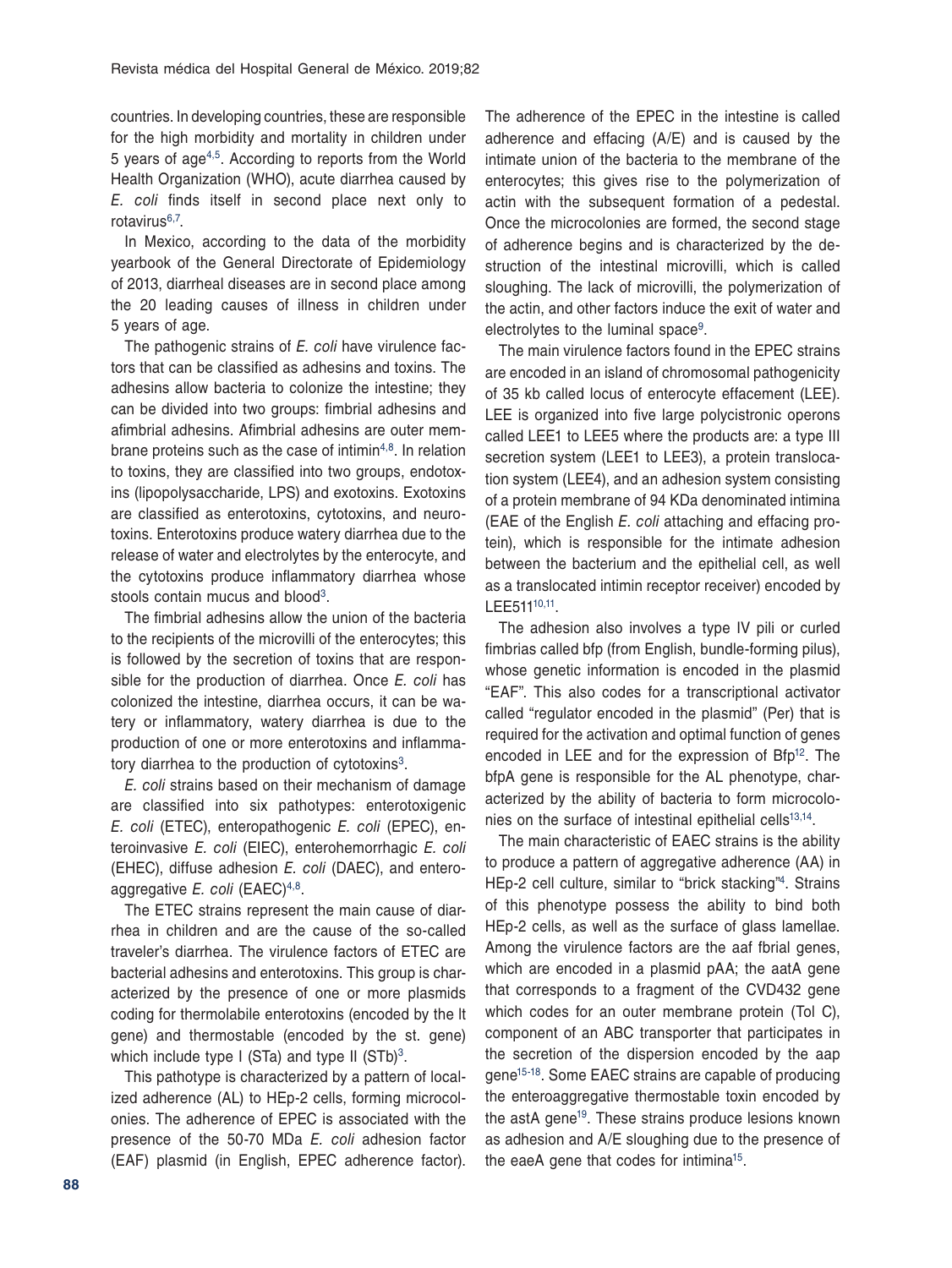countries. In developing countries, these are responsible for the high morbidity and mortality in children under 5 years of age[4,5]. According to reports from the World Health Organization (WHO), acute diarrhea caused by *E. coli* finds itself in second place next only to rotavirus[6,7].

In Mexico, according to the data of the morbidity yearbook of the General Directorate of Epidemiology of 2013, diarrheal diseases are in second place among the 20 leading causes of illness in children under 5 years of age.

The pathogenic strains of *E. coli* have virulence factors that can be classified as adhesins and toxins. The adhesins allow bacteria to colonize the intestine; they can be divided into two groups: fimbrial adhesins and afimbrial adhesins. Afimbrial adhesins are outer membrane proteins such as the case of intimin[4,8]. In relation to toxins, they are classified into two groups, endotoxins (lipopolysaccharide, LPS) and exotoxins. Exotoxins are classified as enterotoxins, cytotoxins, and neurotoxins. Enterotoxins produce watery diarrhea due to the release of water and electrolytes by the enterocyte, and the cytotoxins produce inflammatory diarrhea whose stools contain mucus and blood[3].

The fimbrial adhesins allow the union of the bacteria to the recipients of the microvilli of the enterocytes; this is followed by the secretion of toxins that are responsible for the production of diarrhea. Once *E. coli* has colonized the intestine, diarrhea occurs, it can be watery or inflammatory, watery diarrhea is due to the production of one or more enterotoxins and inflammatory diarrhea to the production of cytotoxins[3].

*E. coli* strains based on their mechanism of damage are classified into six pathotypes: enterotoxigenic *E. coli* (ETEC), enteropathogenic *E. coli* (EPEC), enteroinvasive *E. coli* (EIEC), enterohemorrhagic *E. coli* (EHEC), diffuse adhesion *E. coli* (DAEC), and enteroaggregative *E. coli* (EAEC)[4,8].

The ETEC strains represent the main cause of diarrhea in children and are the cause of the so-called traveler's diarrhea. The virulence factors of ETEC are bacterial adhesins and enterotoxins. This group is characterized by the presence of one or more plasmids coding for thermolabile enterotoxins (encoded by the lt gene) and thermostable (encoded by the st. gene) which include type I (STa) and type II (STb)[3].

This pathotype is characterized by a pattern of localized adherence (AL) to HEp-2 cells, forming microcolonies. The adherence of EPEC is associated with the presence of the 50-70 MDa *E. coli* adhesion factor (EAF) plasmid (in English, EPEC adherence factor). The adherence of the EPEC in the intestine is called adherence and effacing (A/E) and is caused by the intimate union of the bacteria to the membrane of the enterocytes; this gives rise to the polymerization of actin with the subsequent formation of a pedestal. Once the microcolonies are formed, the second stage of adherence begins and is characterized by the destruction of the intestinal microvilli, which is called sloughing. The lack of microvilli, the polymerization of the actin, and other factors induce the exit of water and electrolytes to the luminal space[9].

The main virulence factors found in the EPEC strains are encoded in an island of chromosomal pathogenicity of 35 kb called locus of enterocyte effacement (LEE). LEE is organized into five large polycistronic operons called LEE1 to LEE5 where the products are: a type III secretion system (LEE1 to LEE3), a protein translocation system (LEE4), and an adhesion system consisting of a protein membrane of 94 KDa denominated intimina (EAE of the English *E. coli* attaching and effacing protein), which is responsible for the intimate adhesion between the bacterium and the epithelial cell, as well as a translocated intimin receptor receiver) encoded by LEE511[10,11].

The adhesion also involves a type IV pili or curled fimbrias called bfp (from English, bundle-forming pilus), whose genetic information is encoded in the plasmid "EAF". This also codes for a transcriptional activator called "regulator encoded in the plasmid" (Per) that is required for the activation and optimal function of genes encoded in LEE and for the expression of Bfp[12]. The bfpA gene is responsible for the AL phenotype, characterized by the ability of bacteria to form microcolonies on the surface of intestinal epithelial cells[13,14].

The main characteristic of EAEC strains is the ability to produce a pattern of aggregative adherence (AA) in HEp-2 cell culture, similar to "brick stacking"[4]. Strains of this phenotype possess the ability to bind both HEp-2 cells, as well as the surface of glass lamellae. Among the virulence factors are the aaf fbrial genes, which are encoded in a plasmid pAA; the aatA gene that corresponds to a fragment of the CVD432 gene which codes for an outer membrane protein (Tol C), component of an ABC transporter that participates in the secretion of the dispersion encoded by the aap gene[15-18]. Some EAEC strains are capable of producing the enteroaggregative thermostable toxin encoded by the astA gene[19]. These strains produce lesions known as adhesion and A/E sloughing due to the presence of the eaeA gene that codes for intimina[15].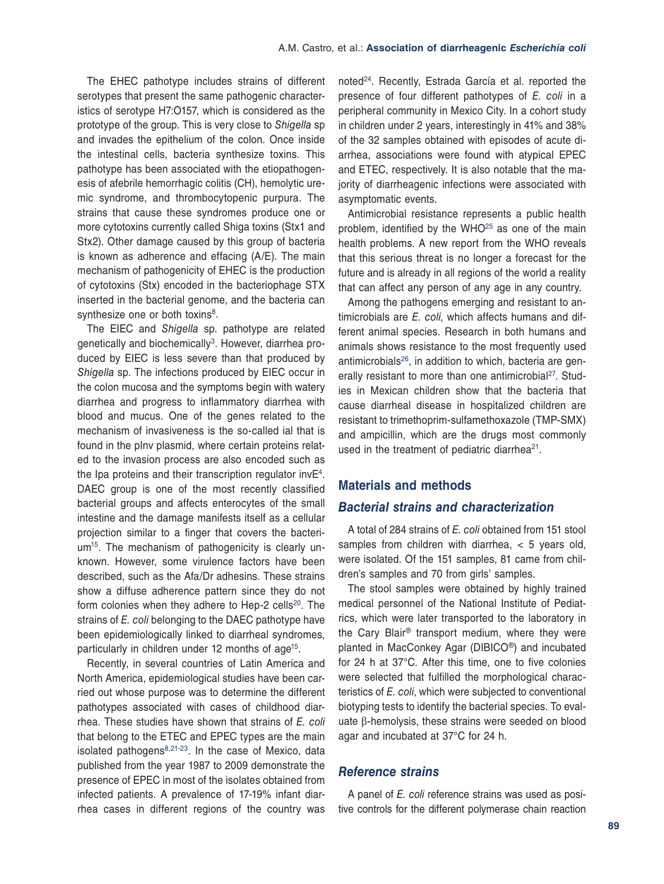The EHEC pathotype includes strains of different serotypes that present the same pathogenic characteristics of serotype H7:O157, which is considered as the prototype of the group. This is very close to *Shigella* sp and invades the epithelium of the colon. Once inside the intestinal cells, bacteria synthesize toxins. This pathotype has been associated with the etiopathogenesis of afebrile hemorrhagic colitis (CH), hemolytic uremic syndrome, and thrombocytopenic purpura. The strains that cause these syndromes produce one or more cytotoxins currently called Shiga toxins (Stx1 and Stx2). Other damage caused by this group of bacteria is known as adherence and effacing (A/E). The main mechanism of pathogenicity of EHEC is the production of cytotoxins (Stx) encoded in the bacteriophage STX inserted in the bacterial genome, and the bacteria can synthesize one or both toxins[8].

The EIEC and *Shigella* sp. pathotype are related genetically and biochemically[3]. However, diarrhea produced by EIEC is less severe than that produced by *Shigella* sp. The infections produced by EIEC occur in the colon mucosa and the symptoms begin with watery diarrhea and progress to inflammatory diarrhea with blood and mucus. One of the genes related to the mechanism of invasiveness is the so-called ial that is found in the pInv plasmid, where certain proteins related to the invasion process are also encoded such as the Ipa proteins and their transcription regulator invE[4]. DAEC group is one of the most recently classified bacterial groups and affects enterocytes of the small intestine and the damage manifests itself as a cellular projection similar to a finger that covers the bacterium[15]. The mechanism of pathogenicity is clearly unknown. However, some virulence factors have been described, such as the Afa/Dr adhesins. These strains show a diffuse adherence pattern since they do not form colonies when they adhere to Hep-2 cells[20]. The strains of *E. coli* belonging to the DAEC pathotype have been epidemiologically linked to diarrheal syndromes, particularly in children under 12 months of age[15].

Recently, in several countries of Latin America and North America, epidemiological studies have been carried out whose purpose was to determine the different pathotypes associated with cases of childhood diarrhea. These studies have shown that strains of *E. coli* that belong to the ETEC and EPEC types are the main isolated pathogens[8,21-23]. In the case of Mexico, data published from the year 1987 to 2009 demonstrate the presence of EPEC in most of the isolates obtained from infected patients. A prevalence of 17-19% infant diarrhea cases in different regions of the country was noted[24]. Recently, Estrada García et al. reported the presence of four different pathotypes of *E. coli* in a peripheral community in Mexico City. In a cohort study in children under 2 years, interestingly in 41% and 38% of the 32 samples obtained with episodes of acute diarrhea, associations were found with atypical EPEC and ETEC, respectively. It is also notable that the majority of diarrheagenic infections were associated with asymptomatic events.

Antimicrobial resistance represents a public health problem, identified by the WHO[25] as one of the main health problems. A new report from the WHO reveals that this serious threat is no longer a forecast for the future and is already in all regions of the world a reality that can affect any person of any age in any country.

Among the pathogens emerging and resistant to antimicrobials are *E. coli*, which affects humans and different animal species. Research in both humans and animals shows resistance to the most frequently used antimicrobials[26], in addition to which, bacteria are generally resistant to more than one antimicrobial[27]. Studies in Mexican children show that the bacteria that cause diarrheal disease in hospitalized children are resistant to trimethoprim-sulfamethoxazole (TMP-SMX) and ampicillin, which are the drugs most commonly used in the treatment of pediatric diarrhea[21].

## Materials and methods

### Bacterial strains and characterization

A total of 284 strains of *E. coli* obtained from 151 stool samples from children with diarrhea, < 5 years old, were isolated. Of the 151 samples, 81 came from children's samples and 70 from girls' samples.

The stool samples were obtained by highly trained medical personnel of the National Institute of Pediatrics, which were later transported to the laboratory in the Cary Blair® transport medium, where they were planted in MacConkey Agar (DIBICO®) and incubated for 24 h at 37°C. After this time, one to five colonies were selected that fulfilled the morphological characteristics of *E. coli*, which were subjected to conventional biotyping tests to identify the bacterial species. To evaluate β-hemolysis, these strains were seeded on blood agar and incubated at 37°C for 24 h.

### Reference strains

A panel of *E. coli* reference strains was used as positive controls for the different polymerase chain reaction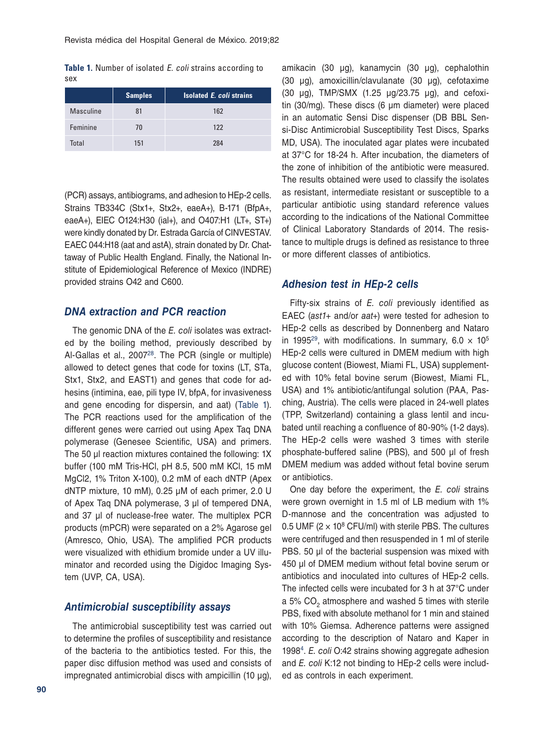**Table 1.** Number of isolated *E. coli* strains according to sex

| | Samples | Isolated *E. coli* strains |
|---|---|---|
| Masculine | 81 | 162 |
| Feminine | 70 | 122 |
| Total | 151 | 284 |

(PCR) assays, antibiograms, and adhesion to HEp-2 cells. Strains TB334C (Stx1+, Stx2+, eaeA+), B-171 (BfpA+, eaeA+), EIEC O124:H30 (ial+), and O407:H1 (LT+, ST+) were kindly donated by Dr. Estrada García of CINVESTAV. EAEC 044:H18 (aat and astA), strain donated by Dr. Chattaway of Public Health England. Finally, the National Institute of Epidemiological Reference of Mexico (INDRE) provided strains O42 and C600.

## DNA extraction and PCR reaction

The genomic DNA of the *E. coli* isolates was extracted by the boiling method, previously described by Al-Gallas et al., 2007[28]. The PCR (single or multiple) allowed to detect genes that code for toxins (LT, STa, Stx1, Stx2, and EAST1) and genes that code for adhesins (intimina, eae, pili type IV, bfpA, for invasiveness and gene encoding for dispersin, and aat) (Table 1). The PCR reactions used for the amplification of the different genes were carried out using Apex Taq DNA polymerase (Genesee Scientific, USA) and primers. The 50 µl reaction mixtures contained the following: 1X buffer (100 mM Tris-HCl, pH 8.5, 500 mM KCl, 15 mM MgCl2, 1% Triton X-100), 0.2 mM of each dNTP (Apex dNTP mixture, 10 mM), 0.25 µM of each primer, 2.0 U of Apex Taq DNA polymerase, 3 µl of tempered DNA, and 37 µl of nuclease-free water. The multiplex PCR products (mPCR) were separated on a 2% Agarose gel (Amresco, Ohio, USA). The amplified PCR products were visualized with ethidium bromide under a UV illuminator and recorded using the Digidoc Imaging System (UVP, CA, USA).

## Antimicrobial susceptibility assays

The antimicrobial susceptibility test was carried out to determine the profiles of susceptibility and resistance of the bacteria to the antibiotics tested. For this, the paper disc diffusion method was used and consists of impregnated antimicrobial discs with ampicillin (10 µg), amikacin (30 µg), kanamycin (30 µg), cephalothin (30 µg), amoxicillin/clavulanate (30 µg), cefotaxime (30 µg), TMP/SMX (1.25 µg/23.75 µg), and cefoxitin (30/mg). These discs (6 µm diameter) were placed in an automatic Sensi Disc dispenser (DB BBL Sensi-Disc Antimicrobial Susceptibility Test Discs, Sparks MD, USA). The inoculated agar plates were incubated at 37°C for 18-24 h. After incubation, the diameters of the zone of inhibition of the antibiotic were measured. The results obtained were used to classify the isolates as resistant, intermediate resistant or susceptible to a particular antibiotic using standard reference values according to the indications of the National Committee of Clinical Laboratory Standards of 2014. The resistance to multiple drugs is defined as resistance to three or more different classes of antibiotics.

## Adhesion test in HEp-2 cells

Fifty-six strains of *E. coli* previously identified as EAEC (*ast1*+ and/or *aat*+) were tested for adhesion to HEp-2 cells as described by Donnenberg and Nataro in 1995[29], with modifications. In summary, $6.0 \times 10^5$ HEp-2 cells were cultured in DMEM medium with high glucose content (Biowest, Miami FL, USA) supplemented with 10% fetal bovine serum (Biowest, Miami FL, USA) and 1% antibiotic/antifungal solution (PAA, Pasching, Austria). The cells were placed in 24-well plates (TPP, Switzerland) containing a glass lentil and incubated until reaching a confluence of 80-90% (1-2 days). The HEp-2 cells were washed 3 times with sterile phosphate-buffered saline (PBS), and 500 µl of fresh DMEM medium was added without fetal bovine serum or antibiotics.

One day before the experiment, the *E. coli* strains were grown overnight in 1.5 ml of LB medium with 1% D-mannose and the concentration was adjusted to 0.5 UMF ($2 \times 10^8$ CFU/ml) with sterile PBS. The cultures were centrifuged and then resuspended in 1 ml of sterile PBS. 50 µl of the bacterial suspension was mixed with 450 µl of DMEM medium without fetal bovine serum or antibiotics and inoculated into cultures of HEp-2 cells. The infected cells were incubated for 3 h at 37°C under a 5% $CO_2$ atmosphere and washed 5 times with sterile PBS, fixed with absolute methanol for 1 min and stained with 10% Giemsa. Adherence patterns were assigned according to the description of Nataro and Kaper in 1998[4]. *E. coli* O:42 strains showing aggregate adhesion and *E. coli* K:12 not binding to HEp-2 cells were included as controls in each experiment.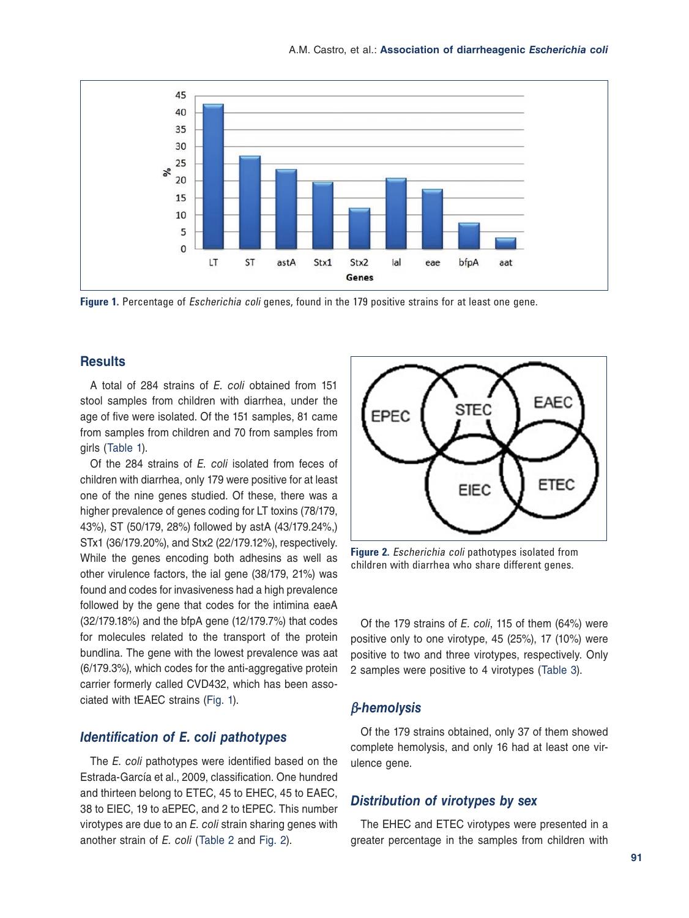Figure 1. Percentage of *Escherichia coli* genes, found in the 179 positive strains for at least one gene.

## Results

A total of 284 strains of *E. coli* obtained from 151 stool samples from children with diarrhea, under the age of five were isolated. Of the 151 samples, 81 came from samples from children and 70 from samples from girls (Table 1).

Of the 284 strains of *E. coli* isolated from feces of children with diarrhea, only 179 were positive for at least one of the nine genes studied. Of these, there was a higher prevalence of genes coding for LT toxins (78/179, 43%), ST (50/179, 28%) followed by astA (43/179.24%,) STx1 (36/179.20%), and Stx2 (22/179.12%), respectively. While the genes encoding both adhesins as well as other virulence factors, the ial gene (38/179, 21%) was found and codes for invasiveness had a high prevalence followed by the gene that codes for the intimina eaeA (32/179.18%) and the bfpA gene (12/179.7%) that codes for molecules related to the transport of the protein bundlina. The gene with the lowest prevalence was aat (6/179.3%), which codes for the anti-aggregative protein carrier formerly called CVD432, which has been associated with tEAEC strains (Fig. 1).

### *Identification of E. coli pathotypes*

The *E. coli* pathotypes were identified based on the Estrada-García et al., 2009, classification. One hundred and thirteen belong to ETEC, 45 to EHEC, 45 to EAEC, 38 to EIEC, 19 to aEPEC, and 2 to tEPEC. This number virotypes are due to an *E. coli* strain sharing genes with another strain of *E. coli* (Table 2 and Fig. 2).

Figure 2. *Escherichia coli* pathotypes isolated from children with diarrhea who share different genes.

Of the 179 strains of *E. coli*, 115 of them (64%) were positive only to one virotype, 45 (25%), 17 (10%) were positive to two and three virotypes, respectively. Only 2 samples were positive to 4 virotypes (Table 3).

### *β-hemolysis*

Of the 179 strains obtained, only 37 of them showed complete hemolysis, and only 16 had at least one virulence gene.

### *Distribution of virotypes by sex*

The EHEC and ETEC virotypes were presented in a greater percentage in the samples from children with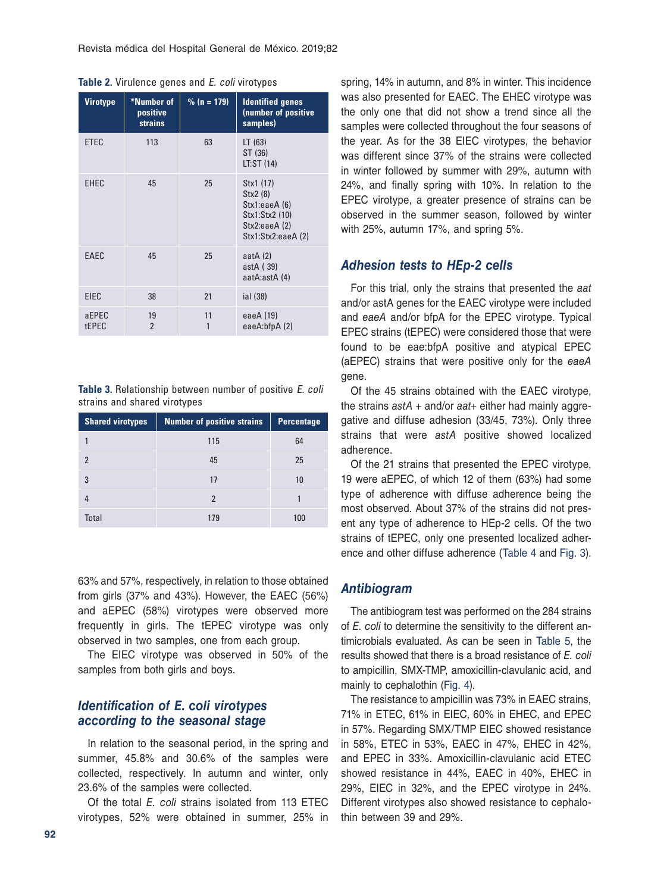**Table 2.** Virulence genes and *E. coli* virotypes

| Virotype | *Number of positive strains | % (n = 179) | Identified genes (number of positive samples) |
|---|---|---|---|
| ETEC | 113 | 63 | LT (63)<br>ST (36)<br>LT:ST (14) |
| EHEC | 45 | 25 | Stx1 (17)<br>Stx2 (8)<br>Stx1:eaeA (6)<br>Stx1:Stx2 (10)<br>Stx2:eaeA (2)<br>Stx1:Stx2:eaeA (2) |
| EAEC | 45 | 25 | aatA (2)<br>astA ( 39)<br>aatA:astA (4) |
| EIEC | 38 | 21 | ial (38) |
| aEPEC<br>tEPEC | 19<br>2 | 11<br>1 | eaeA (19)<br>eaeA:bfpA (2) |

**Table 3.** Relationship between number of positive *E. coli* strains and shared virotypes

| Shared virotypes | Number of positive strains | Percentage |
|---|---|---|
| 1 | 115 | 64 |
| 2 | 45 | 25 |
| 3 | 17 | 10 |
| 4 | 2 | 1 |
| Total | 179 | 100 |

63% and 57%, respectively, in relation to those obtained from girls (37% and 43%). However, the EAEC (56%) and aEPEC (58%) virotypes were observed more frequently in girls. The tEPEC virotype was only observed in two samples, one from each group.

The EIEC virotype was observed in 50% of the samples from both girls and boys.

## Identification of E. coli virotypes according to the seasonal stage

In relation to the seasonal period, in the spring and summer, 45.8% and 30.6% of the samples were collected, respectively. In autumn and winter, only 23.6% of the samples were collected.

Of the total *E. coli* strains isolated from 113 ETEC virotypes, 52% were obtained in summer, 25% in spring, 14% in autumn, and 8% in winter. This incidence was also presented for EAEC. The EHEC virotype was the only one that did not show a trend since all the samples were collected throughout the four seasons of the year. As for the 38 EIEC virotypes, the behavior was different since 37% of the strains were collected in winter followed by summer with 29%, autumn with 24%, and finally spring with 10%. In relation to the EPEC virotype, a greater presence of strains can be observed in the summer season, followed by winter with 25%, autumn 17%, and spring 5%.

## Adhesion tests to HEp-2 cells

For this trial, only the strains that presented the *aat* and/or astA genes for the EAEC virotype were included and *eaeA* and/or bfpA for the EPEC virotype. Typical EPEC strains (tEPEC) were considered those that were found to be eae:bfpA positive and atypical EPEC (aEPEC) strains that were positive only for the *eaeA* gene.

Of the 45 strains obtained with the EAEC virotype, the strains *astA* + and/or *aat*+ either had mainly aggregative and diffuse adhesion (33/45, 73%). Only three strains that were *astA* positive showed localized adherence.

Of the 21 strains that presented the EPEC virotype, 19 were aEPEC, of which 12 of them (63%) had some type of adherence with diffuse adherence being the most observed. About 37% of the strains did not present any type of adherence to HEp-2 cells. Of the two strains of tEPEC, only one presented localized adherence and other diffuse adherence (Table 4 and Fig. 3).

## Antibiogram

The antibiogram test was performed on the 284 strains of *E. coli* to determine the sensitivity to the different antimicrobials evaluated. As can be seen in Table 5, the results showed that there is a broad resistance of *E. coli* to ampicillin, SMX-TMP, amoxicillin-clavulanic acid, and mainly to cephalothin (Fig. 4).

The resistance to ampicillin was 73% in EAEC strains, 71% in ETEC, 61% in EIEC, 60% in EHEC, and EPEC in 57%. Regarding SMX/TMP EIEC showed resistance in 58%, ETEC in 53%, EAEC in 47%, EHEC in 42%, and EPEC in 33%. Amoxicillin-clavulanic acid ETEC showed resistance in 44%, EAEC in 40%, EHEC in 29%, EIEC in 32%, and the EPEC virotype in 24%. Different virotypes also showed resistance to cephalothin between 39 and 29%.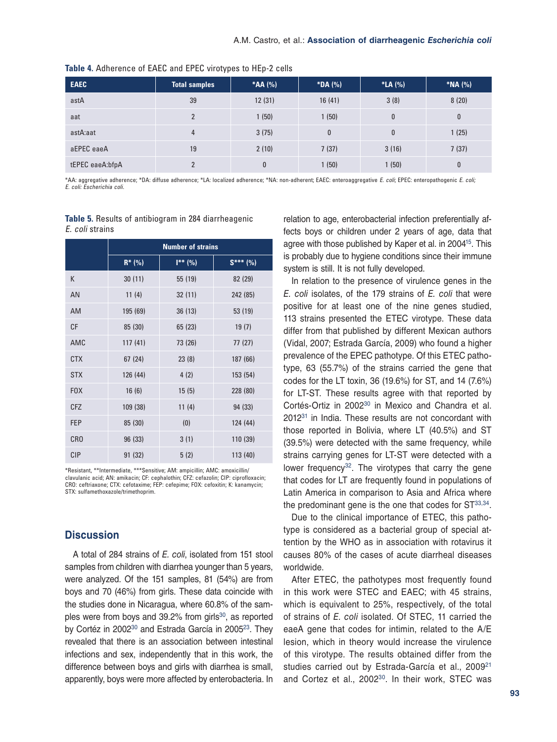**Table 4.** Adherence of EAEC and EPEC virotypes to HEp-2 cells

| EAEC | Total samples | *AA (%) | *DA (%) | *LA (%) | *NA (%) |
|---|---|---|---|---|---|
| astA | 39 | 12 (31) | 16 (41) | 3 (8) | 8 (20) |
| aat | 2 | 1 (50) | 1 (50) | 0 | 0 |
| astA:aat | 4 | 3 (75) | 0 | 0 | 1 (25) |
| aEPEC eaeA | 19 | 2 (10) | 7 (37) | 3 (16) | 7 (37) |
| tEPEC eaeA:bfpA | 2 | 0 | 1 (50) | 1 (50) | 0 |

*AA: aggregative adherence; *DA: diffuse adherence; *LA: localized adherence; *NA: non-adherent; EAEC: enteroaggregative *E. coli*; EPEC: enteropathogenic *E. coli*; *E. coli*: *Escherichia coli*.

**Table 5.** Results of antibiogram in 284 diarrheagenic *E. coli* strains

| | Number of strains | | |
|---|---|---|---|
| | R* (%) | I** (%) | S*** (%) |
| K | 30 (11) | 55 (19) | 82 (29) |
| AN | 11 (4) | 32 (11) | 242 (85) |
| AM | 195 (69) | 36 (13) | 53 (19) |
| CF | 85 (30) | 65 (23) | 19 (7) |
| AMC | 117 (41) | 73 (26) | 77 (27) |
| CTX | 67 (24) | 23 (8) | 187 (66) |
| STX | 126 (44) | 4 (2) | 153 (54) |
| FOX | 16 (6) | 15 (5) | 228 (80) |
| CFZ | 109 (38) | 11 (4) | 94 (33) |
| FEP | 85 (30) | (0) | 124 (44) |
| CRO | 96 (33) | 3 (1) | 110 (39) |
| CIP | 91 (32) | 5 (2) | 113 (40) |

*Resistant, **Intermediate, ***Sensitive; AM: ampicillin; AMC: amoxicillin/clavulanic acid; AN: amikacin; CF: cephalothin; CFZ: cefazolin; CIP: ciprofloxacin; CRO: ceftriaxone; CTX: cefotaxime; FEP: cefepime; FOX: cefoxitin; K: kanamycin; STX: sulfamethoxazole/trimethoprim.

## Discussion

A total of 284 strains of *E. coli*, isolated from 151 stool samples from children with diarrhea younger than 5 years, were analyzed. Of the 151 samples, 81 (54%) are from boys and 70 (46%) from girls. These data coincide with the studies done in Nicaragua, where 60.8% of the samples were from boys and 39.2% from girls[30], as reported by Cortéz in 2002[30] and Estrada García in 2005[23]. They revealed that there is an association between intestinal infections and sex, independently that in this work, the difference between boys and girls with diarrhea is small, apparently, boys were more affected by enterobacteria. In relation to age, enterobacterial infection preferentially affects boys or children under 2 years of age, data that agree with those published by Kaper et al. in 2004[15]. This is probably due to hygiene conditions since their immune system is still. It is not fully developed.

In relation to the presence of virulence genes in the *E. coli* isolates, of the 179 strains of *E. coli* that were positive for at least one of the nine genes studied, 113 strains presented the ETEC virotype. These data differ from that published by different Mexican authors (Vidal, 2007; Estrada García, 2009) who found a higher prevalence of the EPEC pathotype. Of this ETEC pathotype, 63 (55.7%) of the strains carried the gene that codes for the LT toxin, 36 (19.6%) for ST, and 14 (7.6%) for LT-ST. These results agree with that reported by Cortés-Ortiz in 2002[30] in Mexico and Chandra et al. 2012[31] in India. These results are not concordant with those reported in Bolivia, where LT (40.5%) and ST (39.5%) were detected with the same frequency, while strains carrying genes for LT-ST were detected with a lower frequency[32]. The virotypes that carry the gene that codes for LT are frequently found in populations of Latin America in comparison to Asia and Africa where the predominant gene is the one that codes for ST[33,34].

Due to the clinical importance of ETEC, this pathotype is considered as a bacterial group of special attention by the WHO as in association with rotavirus it causes 80% of the cases of acute diarrheal diseases worldwide.

After ETEC, the pathotypes most frequently found in this work were STEC and EAEC; with 45 strains, which is equivalent to 25%, respectively, of the total of strains of *E. coli* isolated. Of STEC, 11 carried the eaeA gene that codes for intimin, related to the A/E lesion, which in theory would increase the virulence of this virotype. The results obtained differ from the studies carried out by Estrada-García et al., 2009[21] and Cortez et al., 2002[30]. In their work, STEC was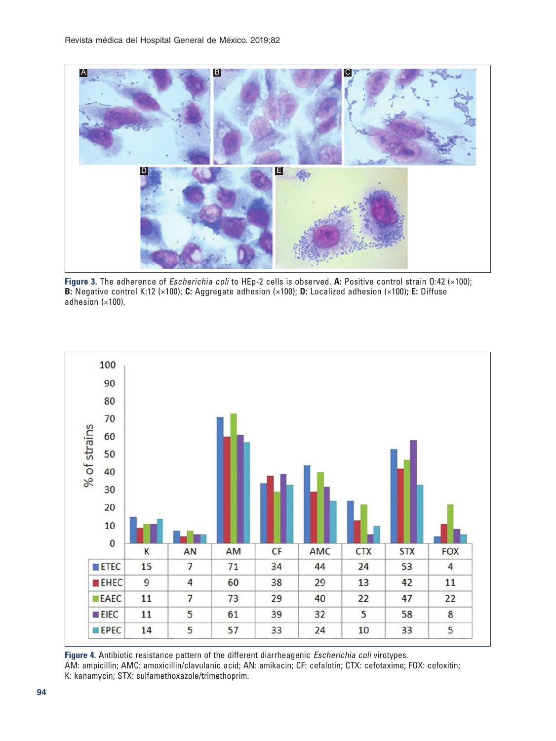**Figure 3.** The adherence of *Escherichia coli* to HEp-2 cells is observed. **A:** Positive control strain O:42 (×100); **B:** Negative control K:12 (×100); **C:** Aggregate adhesion (×100); **D:** Localized adhesion (×100); **E:** Diffuse adhesion (×100).

| | K | AN | AM | CF | AMC | CTX | STX | FOX |
|---|---|---|---|---|---|---|---|---|
| ETEC | 15 | 7 | 71 | 34 | 44 | 24 | 53 | 4 |
| EHEC | 9 | 4 | 60 | 38 | 29 | 13 | 42 | 11 |
| EAEC | 11 | 7 | 73 | 29 | 40 | 22 | 47 | 22 |
| EIEC | 11 | 5 | 61 | 39 | 32 | 5 | 58 | 8 |
| EPEC | 14 | 5 | 57 | 33 | 24 | 10 | 33 | 5 |

**Figure 4.** Antibiotic resistance pattern of the different diarrheagenic *Escherichia coli* virotypes.
AM: ampicillin; AMC: amoxicillin/clavulanic acid; AN: amikacin; CF: cefalotin; CTX: cefotaxime; FOX: cefoxitin; K: kanamycin; STX: sulfamethoxazole/trimethoprim.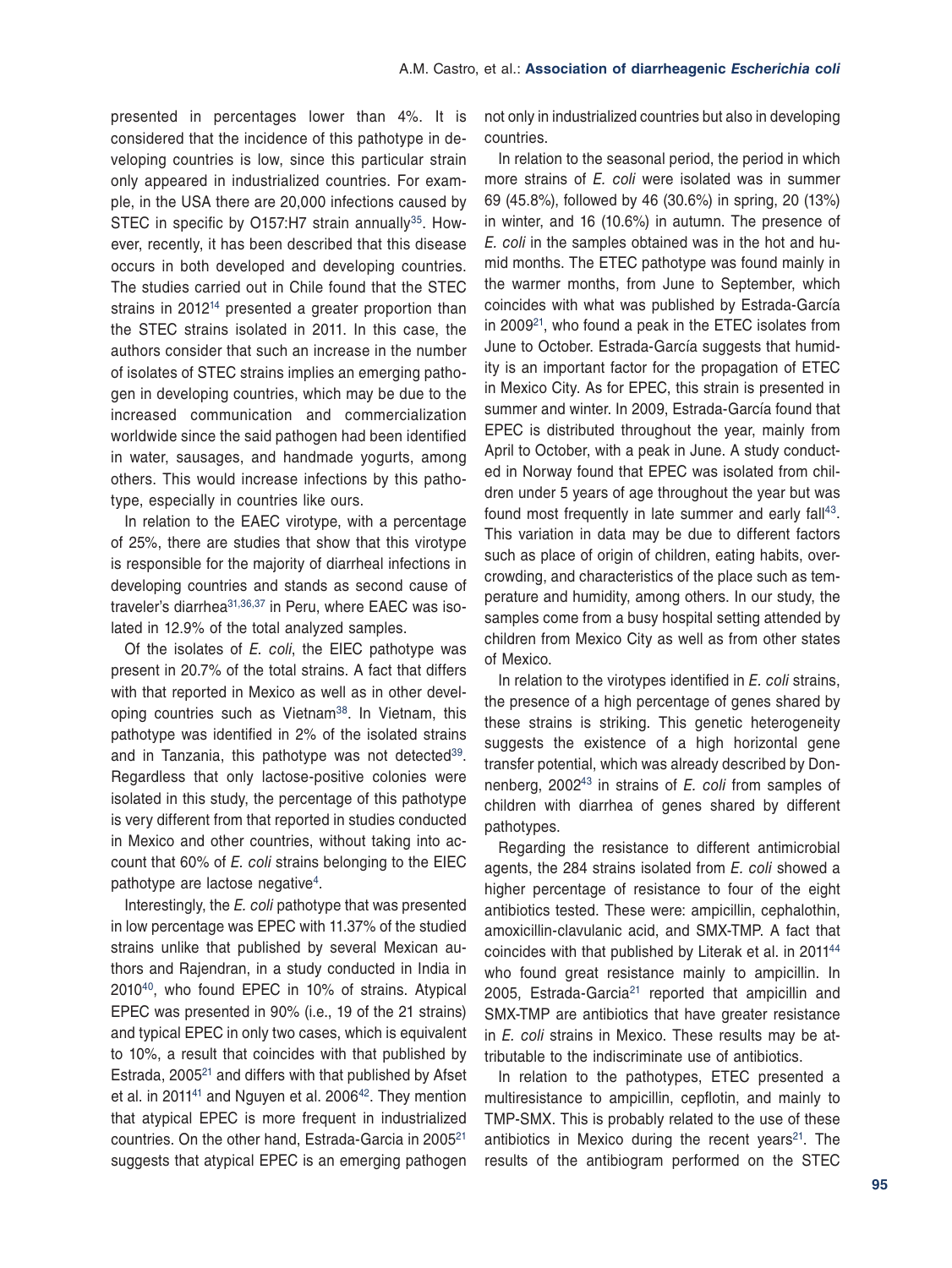presented in percentages lower than 4%. It is considered that the incidence of this pathotype in developing countries is low, since this particular strain only appeared in industrialized countries. For example, in the USA there are 20,000 infections caused by STEC in specific by O157:H7 strain annually[35]. However, recently, it has been described that this disease occurs in both developed and developing countries. The studies carried out in Chile found that the STEC strains in 2012[14] presented a greater proportion than the STEC strains isolated in 2011. In this case, the authors consider that such an increase in the number of isolates of STEC strains implies an emerging pathogen in developing countries, which may be due to the increased communication and commercialization worldwide since the said pathogen had been identified in water, sausages, and handmade yogurts, among others. This would increase infections by this pathotype, especially in countries like ours.

In relation to the EAEC virotype, with a percentage of 25%, there are studies that show that this virotype is responsible for the majority of diarrheal infections in developing countries and stands as second cause of traveler's diarrhea[31,36,37] in Peru, where EAEC was isolated in 12.9% of the total analyzed samples.

Of the isolates of *E. coli*, the EIEC pathotype was present in 20.7% of the total strains. A fact that differs with that reported in Mexico as well as in other developing countries such as Vietnam[38]. In Vietnam, this pathotype was identified in 2% of the isolated strains and in Tanzania, this pathotype was not detected[39]. Regardless that only lactose-positive colonies were isolated in this study, the percentage of this pathotype is very different from that reported in studies conducted in Mexico and other countries, without taking into account that 60% of *E. coli* strains belonging to the EIEC pathotype are lactose negative[4].

Interestingly, the *E. coli* pathotype that was presented in low percentage was EPEC with 11.37% of the studied strains unlike that published by several Mexican authors and Rajendran, in a study conducted in India in 2010[40], who found EPEC in 10% of strains. Atypical EPEC was presented in 90% (i.e., 19 of the 21 strains) and typical EPEC in only two cases, which is equivalent to 10%, a result that coincides with that published by Estrada, 2005[21] and differs with that published by Afset et al. in 2011[41] and Nguyen et al. 2006[42]. They mention that atypical EPEC is more frequent in industrialized countries. On the other hand, Estrada-Garcia in 2005[21] suggests that atypical EPEC is an emerging pathogen not only in industrialized countries but also in developing countries.

In relation to the seasonal period, the period in which more strains of *E. coli* were isolated was in summer 69 (45.8%), followed by 46 (30.6%) in spring, 20 (13%) in winter, and 16 (10.6%) in autumn. The presence of *E. coli* in the samples obtained was in the hot and humid months. The ETEC pathotype was found mainly in the warmer months, from June to September, which coincides with what was published by Estrada-García in 2009[21], who found a peak in the ETEC isolates from June to October. Estrada-García suggests that humidity is an important factor for the propagation of ETEC in Mexico City. As for EPEC, this strain is presented in summer and winter. In 2009, Estrada-García found that EPEC is distributed throughout the year, mainly from April to October, with a peak in June. A study conducted in Norway found that EPEC was isolated from children under 5 years of age throughout the year but was found most frequently in late summer and early fall[43]. This variation in data may be due to different factors such as place of origin of children, eating habits, overcrowding, and characteristics of the place such as temperature and humidity, among others. In our study, the samples come from a busy hospital setting attended by children from Mexico City as well as from other states of Mexico.

In relation to the virotypes identified in *E. coli* strains, the presence of a high percentage of genes shared by these strains is striking. This genetic heterogeneity suggests the existence of a high horizontal gene transfer potential, which was already described by Donnenberg, 2002[43] in strains of *E. coli* from samples of children with diarrhea of genes shared by different pathotypes.

Regarding the resistance to different antimicrobial agents, the 284 strains isolated from *E. coli* showed a higher percentage of resistance to four of the eight antibiotics tested. These were: ampicillin, cephalothin, amoxicillin-clavulanic acid, and SMX-TMP. A fact that coincides with that published by Literak et al. in 2011[44] who found great resistance mainly to ampicillin. In 2005, Estrada-Garcia[21] reported that ampicillin and SMX-TMP are antibiotics that have greater resistance in *E. coli* strains in Mexico. These results may be attributable to the indiscriminate use of antibiotics.

In relation to the pathotypes, ETEC presented a multiresistance to ampicillin, cepflotin, and mainly to TMP-SMX. This is probably related to the use of these antibiotics in Mexico during the recent years[21]. The results of the antibiogram performed on the STEC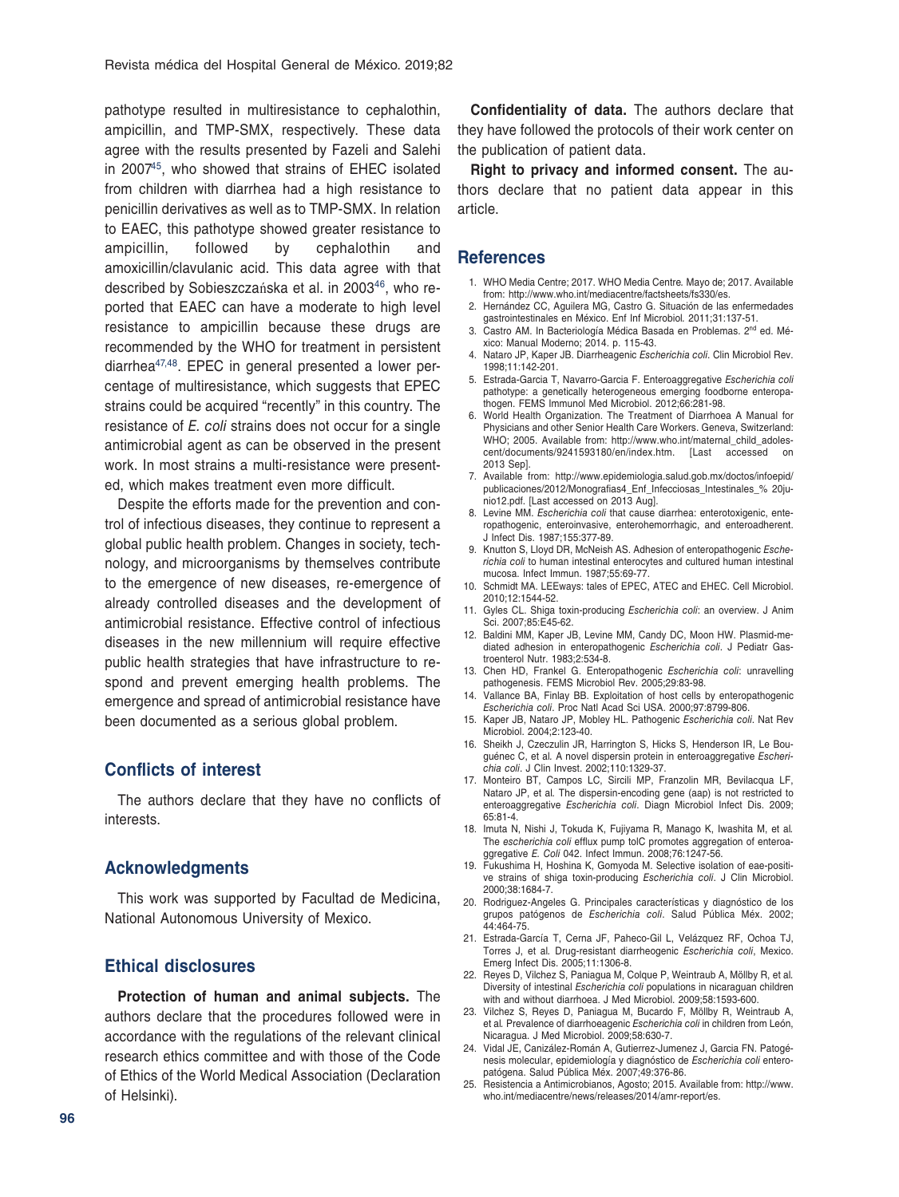pathotype resulted in multiresistance to cephalothin, ampicillin, and TMP-SMX, respectively. These data agree with the results presented by Fazeli and Salehi in 2007[45], who showed that strains of EHEC isolated from children with diarrhea had a high resistance to penicillin derivatives as well as to TMP-SMX. In relation to EAEC, this pathotype showed greater resistance to ampicillin, followed by cephalothin and amoxicillin/clavulanic acid. This data agree with that described by Sobieszczańska et al. in 2003[46], who reported that EAEC can have a moderate to high level resistance to ampicillin because these drugs are recommended by the WHO for treatment in persistent diarrhea[47,48]. EPEC in general presented a lower percentage of multiresistance, which suggests that EPEC strains could be acquired "recently" in this country. The resistance of *E. coli* strains does not occur for a single antimicrobial agent as can be observed in the present work. In most strains a multi-resistance were presented, which makes treatment even more difficult.

Despite the efforts made for the prevention and control of infectious diseases, they continue to represent a global public health problem. Changes in society, technology, and microorganisms by themselves contribute to the emergence of new diseases, re-emergence of already controlled diseases and the development of antimicrobial resistance. Effective control of infectious diseases in the new millennium will require effective public health strategies that have infrastructure to respond and prevent emerging health problems. The emergence and spread of antimicrobial resistance have been documented as a serious global problem.

## Conflicts of interest

The authors declare that they have no conflicts of interests.

## Acknowledgments

This work was supported by Facultad de Medicina, National Autonomous University of Mexico.

## Ethical disclosures

**Protection of human and animal subjects.** The authors declare that the procedures followed were in accordance with the regulations of the relevant clinical research ethics committee and with those of the Code of Ethics of the World Medical Association (Declaration of Helsinki).

**Confidentiality of data.** The authors declare that they have followed the protocols of their work center on the publication of patient data.

**Right to privacy and informed consent.** The authors declare that no patient data appear in this article.

## References

1. WHO Media Centre; 2017. WHO Media Centre. Mayo de; 2017. Available from: http://www.who.int/mediacentre/factsheets/fs330/es.
2. Hernández CC, Aguilera MG, Castro G. Situación de las enfermedades gastrointestinales en México. Enf Inf Microbiol. 2011;31:137-51.
3. Castro AM. In Bacteriología Médica Basada en Problemas. 2nd ed. México: Manual Moderno; 2014. p. 115-43.
4. Nataro JP, Kaper JB. Diarrheagenic *Escherichia coli*. Clin Microbiol Rev. 1998;11:142-201.
5. Estrada-Garcia T, Navarro-Garcia F. Enteroaggregative *Escherichia coli* pathotype: a genetically heterogeneous emerging foodborne enteropathogen. FEMS Immunol Med Microbiol. 2012;66:281-98.
6. World Health Organization. The Treatment of Diarrhoea A Manual for Physicians and other Senior Health Care Workers. Geneva, Switzerland: WHO; 2005. Available from: http://www.who.int/maternal_child_adolescent/documents/9241593180/en/index.htm. [Last accessed on 2013 Sep].
7. Available from: http://www.epidemiologia.salud.gob.mx/doctos/infoepid/publicaciones/2012/Monografias4_Enf_Infecciosas_Intestinales_% 20junio12.pdf. [Last accessed on 2013 Aug].
8. Levine MM. *Escherichia coli* that cause diarrhea: enterotoxigenic, enteropathogenic, enteroinvasive, enterohemorrhagic, and enteroadherent. J Infect Dis. 1987;155:377-89.
9. Knutton S, Lloyd DR, McNeish AS. Adhesion of enteropathogenic *Escherichia coli* to human intestinal enterocytes and cultured human intestinal mucosa. Infect Immun. 1987;55:69-77.
10. Schmidt MA. LEEways: tales of EPEC, ATEC and EHEC. Cell Microbiol. 2010;12:1544-52.
11. Gyles CL. Shiga toxin-producing *Escherichia coli*: an overview. J Anim Sci. 2007;85:E45-62.
12. Baldini MM, Kaper JB, Levine MM, Candy DC, Moon HW. Plasmid-mediated adhesion in enteropathogenic *Escherichia coli*. J Pediatr Gastroenterol Nutr. 1983;2:534-8.
13. Chen HD, Frankel G. Enteropathogenic *Escherichia coli*: unravelling pathogenesis. FEMS Microbiol Rev. 2005;29:83-98.
14. Vallance BA, Finlay BB. Exploitation of host cells by enteropathogenic *Escherichia coli*. Proc Natl Acad Sci USA. 2000;97:8799-806.
15. Kaper JB, Nataro JP, Mobley HL. Pathogenic *Escherichia coli*. Nat Rev Microbiol. 2004;2:123-40.
16. Sheikh J, Czeczulin JR, Harrington S, Hicks S, Henderson IR, Le Bouguénec C, et al. A novel dispersin protein in enteroaggregative *Escherichia coli*. J Clin Invest. 2002;110:1329-37.
17. Monteiro BT, Campos LC, Sircili MP, Franzolin MR, Bevilacqua LF, Nataro JP, et al. The dispersin-encoding gene (aap) is not restricted to enteroaggregative *Escherichia coli*. Diagn Microbiol Infect Dis. 2009;65:81-4.
18. Imuta N, Nishi J, Tokuda K, Fujiyama R, Manago K, Iwashita M, et al. The *escherichia coli* efflux pump tolC promotes aggregation of enteroaggregative *E. Coli* 042. Infect Immun. 2008;76:1247-56.
19. Fukushima H, Hoshina K, Gomyoda M. Selective isolation of eae-positive strains of shiga toxin-producing *Escherichia coli*. J Clin Microbiol. 2000;38:1684-7.
20. Rodriguez-Angeles G. Principales características y diagnóstico de los grupos patógenos de *Escherichia coli*. Salud Pública Méx. 2002;44:464-75.
21. Estrada-García T, Cerna JF, Paheco-Gil L, Velázquez RF, Ochoa TJ, Torres J, et al. Drug-resistant diarrheogenic *Escherichia coli*, Mexico. Emerg Infect Dis. 2005;11:1306-8.
22. Reyes D, Vilchez S, Paniagua M, Colque P, Weintraub A, Möllby R, et al. Diversity of intestinal *Escherichia coli* populations in nicaraguan children with and without diarrhoea. J Med Microbiol. 2009;58:1593-600.
23. Vilchez S, Reyes D, Paniagua M, Bucardo F, Möllby R, Weintraub A, et al. Prevalence of diarrhoeagenic *Escherichia coli* in children from León, Nicaragua. J Med Microbiol. 2009;58:630-7.
24. Vidal JE, Canizález-Román A, Gutierrez-Jumenez J, Garcia FN. Patogénesis molecular, epidemiología y diagnóstico de *Escherichia coli* enteropatógena. Salud Pública Méx. 2007;49:376-86.
25. Resistencia a Antimicrobianos, Agosto; 2015. Available from: http://www.who.int/mediacentre/news/releases/2014/amr-report/es.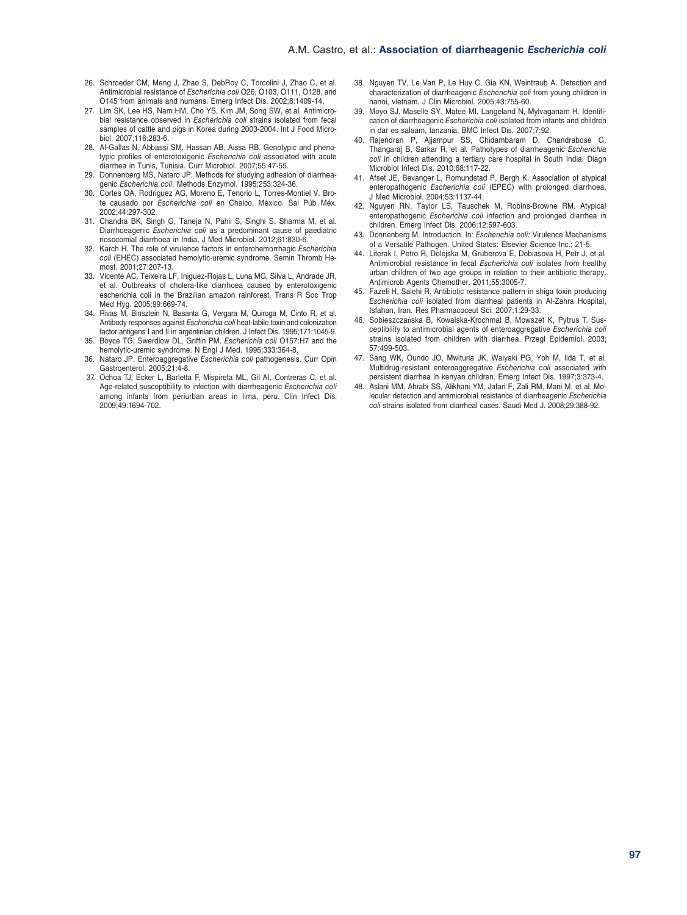26. Schroeder CM, Meng J, Zhao S, DebRoy C, Torcolini J, Zhao C, et al. Antimicrobial resistance of *Escherichia coli* O26, O103, O111, O128, and O145 from animals and humans. Emerg Infect Dis. 2002;8:1409-14.
27. Lim SK, Lee HS, Nam HM, Cho YS, Kim JM, Song SW, et al. Antimicrobial resistance observed in *Escherichia coli* strains isolated from fecal samples of cattle and pigs in Korea during 2003-2004. Int J Food Microbiol. 2007;116:283-6.
28. Al-Gallas N, Abbassi SM, Hassan AB, Aissa RB. Genotypic and phenotypic profiles of enterotoxigenic *Escherichia coli* associated with acute diarrhea in Tunis, Tunisia. Curr Microbiol. 2007;55:47-55.
29. Donnenberg MS, Nataro JP. Methods for studying adhesion of diarrheagenic *Escherichia coli*. Methods Enzymol. 1995;253:324-36.
30. Cortes OA, Rodriguez AG, Moreno E, Tenorio L, Torres-Montiel V. Brote causado por *Escherichia coli* en Chalco, México. Sal Púb Méx. 2002;44:297-302.
31. Chandra BK, Singh G, Taneja N, Pahil S, Singhi S, Sharma M, et al. Diarrhoeagenic *Escherichia coli* as a predominant cause of paediatric nosocomial diarrhoea in India. J Med Microbiol. 2012;61:830-6.
32. Karch H. The role of virulence factors in enterohemorrhagic *Escherichia coli* (EHEC) associated hemolytic-uremic syndrome. Semin Thromb Hemost. 2001;27:207-13.
33. Vicente AC, Teixeira LF, Iniguez-Rojas L, Luna MG, Silva L, Andrade JR, et al. Outbreaks of cholera-like diarrhoea caused by enterotoxigenic escherichia coli in the Brazilian amazon rainforest. Trans R Soc Trop Med Hyg. 2005;99:669-74.
34. Rivas M, Binsztein N, Basanta G, Vergara M, Quiroga M, Cinto R, et al. Antibody responses against *Escherichia coli* heat-labile toxin and colonization factor antigens I and II in argentinian children. J Infect Dis. 1995;171:1045-9.
35. Boyce TG, Swerdlow DL, Griffin PM. *Escherichia coli* O157:H7 and the hemolytic-uremic syndrome. N Engl J Med. 1995;333:364-8.
36. Nataro JP. Enteroaggregative *Escherichia coli* pathogenesis. Curr Opin Gastroenterol. 2005;21:4-8.
37. Ochoa TJ, Ecker L, Barletta F, Mispireta ML, Gil AI, Contreras C, et al. Age-related susceptibility to infection with diarrheagenic *Escherichia coli* among infants from periurban areas in lima, peru. Clin Infect Dis. 2009;49:1694-702.
38. Nguyen TV, Le Van P, Le Huy C, Gia KN, Weintraub A. Detection and characterization of diarrheagenic *Escherichia coli* from young children in hanoi, vietnam. J Clin Microbiol. 2005;43:755-60.
39. Moyo SJ, Maselle SY, Matee MI, Langeland N, Mylvaganam H. Identification of diarrheagenic *Escherichia coli* isolated from infants and children in dar es salaam, tanzania. BMC Infect Dis. 2007;7:92.
40. Rajendran P, Ajjampur SS, Chidambaram D, Chandrabose G, Thangaraj B, Sarkar R, et al. Pathotypes of diarrheagenic *Escherichia coli* in children attending a tertiary care hospital in South India. Diagn Microbiol Infect Dis. 2010;68:117-22.
41. Afset JE, Bevanger L, Romundstad P, Bergh K. Association of atypical enteropathogenic *Escherichia coli* (EPEC) with prolonged diarrhoea. J Med Microbiol. 2004;53:1137-44.
42. Nguyen RN, Taylor LS, Tauschek M, Robins-Browne RM. Atypical enteropathogenic *Escherichia coli* infection and prolonged diarrhea in children. Emerg Infect Dis. 2006;12:597-603.
43. Donnenberg M. Introduction. In*: Escherichia coli:* Virulence Mechanisms of a Versatile Pathogen. United States: Elsevier Science Inc.; 21-5.
44. Literak I, Petro R, Dolejska M, Gruberova E, Dobiasova H, Petr J, et al. Antimicrobial resistance in fecal *Escherichia coli* isolates from healthy urban children of two age groups in relation to their antibiotic therapy. Antimicrob Agents Chemother. 2011;55:3005-7.
45. Fazeli H, Salehi R. Antibiotic resistance pattern in shiga toxin producing *Escherichia coli* isolated from diarrheal patients in Al-Zahra Hospital, Isfahan, Iran. Res Pharmacoceut Sci. 2007;1:29-33.
46. Sobieszczańska B, Kowalska-Krochmal B, Mowszet K, Pytrus T. Susceptibility to antimicrobial agents of enteroaggregative *Escherichia coli* strains isolated from children with diarrhea. Przegl Epidemiol. 2003; 57:499-503.
47. Sang WK, Oundo JO, Mwituria JK, Waiyaki PG, Yoh M, Iida T, et al. Multidrug-resistant enteroaggregative *Escherichia coli* associated with persistent diarrhea in kenyan children. Emerg Infect Dis. 1997;3:373-4.
48. Aslani MM, Ahrabi SS, Alikhani YM, Jafari F, Zali RM, Mani M, et al. Molecular detection and antimicrobial resistance of diarrheagenic *Escherichia coli* strains isolated from diarrheal cases. Saudi Med J. 2008;29:388-92.